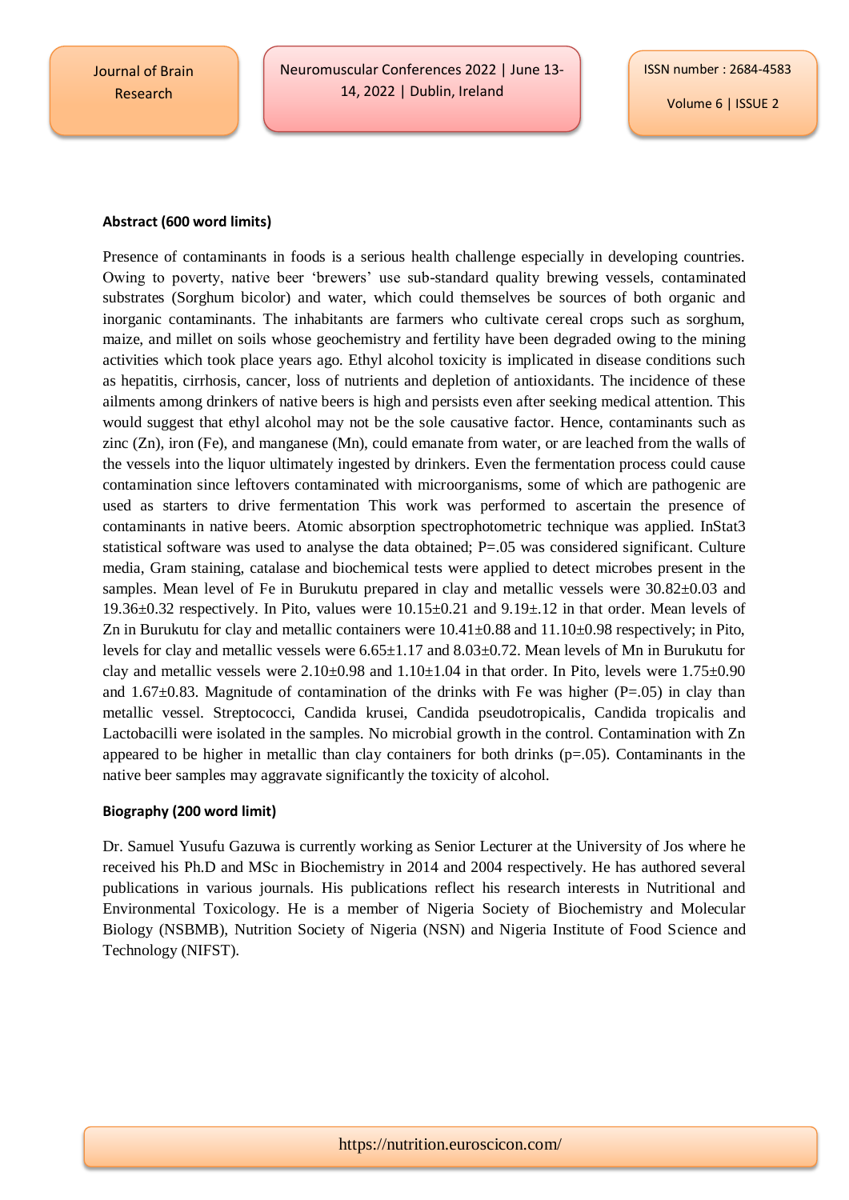**Abstract (600 word limits)**

Presence of contaminants in foods is a serious health challenge especially in developing countries. Owing to poverty, native beer 'brewers' use sub-standard quality brewing vessels, contaminated substrates (Sorghum bicolor) and water, which could themselves be sources of both organic and inorganic contaminants. The inhabitants are farmers who cultivate cereal crops such as sorghum, maize, and millet on soils whose geochemistry and fertility have been degraded owing to the mining activities which took place years ago. Ethyl alcohol toxicity is implicated in disease conditions such as hepatitis, cirrhosis, cancer, loss of nutrients and depletion of antioxidants. The incidence of these ailments among drinkers of native beers is high and persists even after seeking medical attention. This would suggest that ethyl alcohol may not be the sole causative factor. Hence, contaminants such as zinc (Zn), iron (Fe), and manganese (Mn), could emanate from water, or are leached from the walls of the vessels into the liquor ultimately ingested by drinkers. Even the fermentation process could cause contamination since leftovers contaminated with microorganisms, some of which are pathogenic are used as starters to drive fermentation This work was performed to ascertain the presence of contaminants in native beers. Atomic absorption spectrophotometric technique was applied. InStat3 statistical software was used to analyse the data obtained; P=.05 was considered significant. Culture media, Gram staining, catalase and biochemical tests were applied to detect microbes present in the samples. Mean level of Fe in Burukutu prepared in clay and metallic vessels were 30.82±0.03 and 19.36±0.32 respectively. In Pito, values were 10.15±0.21 and 9.19±.12 in that order. Mean levels of Zn in Burukutu for clay and metallic containers were 10.41±0.88 and 11.10±0.98 respectively; in Pito, levels for clay and metallic vessels were 6.65±1.17 and 8.03±0.72. Mean levels of Mn in Burukutu for clay and metallic vessels were 2.10±0.98 and 1.10±1.04 in that order. In Pito, levels were 1.75±0.90 and 1.67±0.83. Magnitude of contamination of the drinks with Fe was higher (P=.05) in clay than metallic vessel. Streptococci, Candida krusei, Candida pseudotropicalis, Candida tropicalis and Lactobacilli were isolated in the samples. No microbial growth in the control. Contamination with Zn appeared to be higher in metallic than clay containers for both drinks (p=.05). Contaminants in the native beer samples may aggravate significantly the toxicity of alcohol.

**Biography (200 word limit)**

Dr. Samuel Yusufu Gazuwa is currently working as Senior Lecturer at the University of Jos where he received his Ph.D and MSc in Biochemistry in 2014 and 2004 respectively. He has authored several publications in various journals. His publications reflect his research interests in Nutritional and Environmental Toxicology. He is a member of Nigeria Society of Biochemistry and Molecular Biology (NSBMB), Nutrition Society of Nigeria (NSN) and Nigeria Institute of Food Science and Technology (NIFST).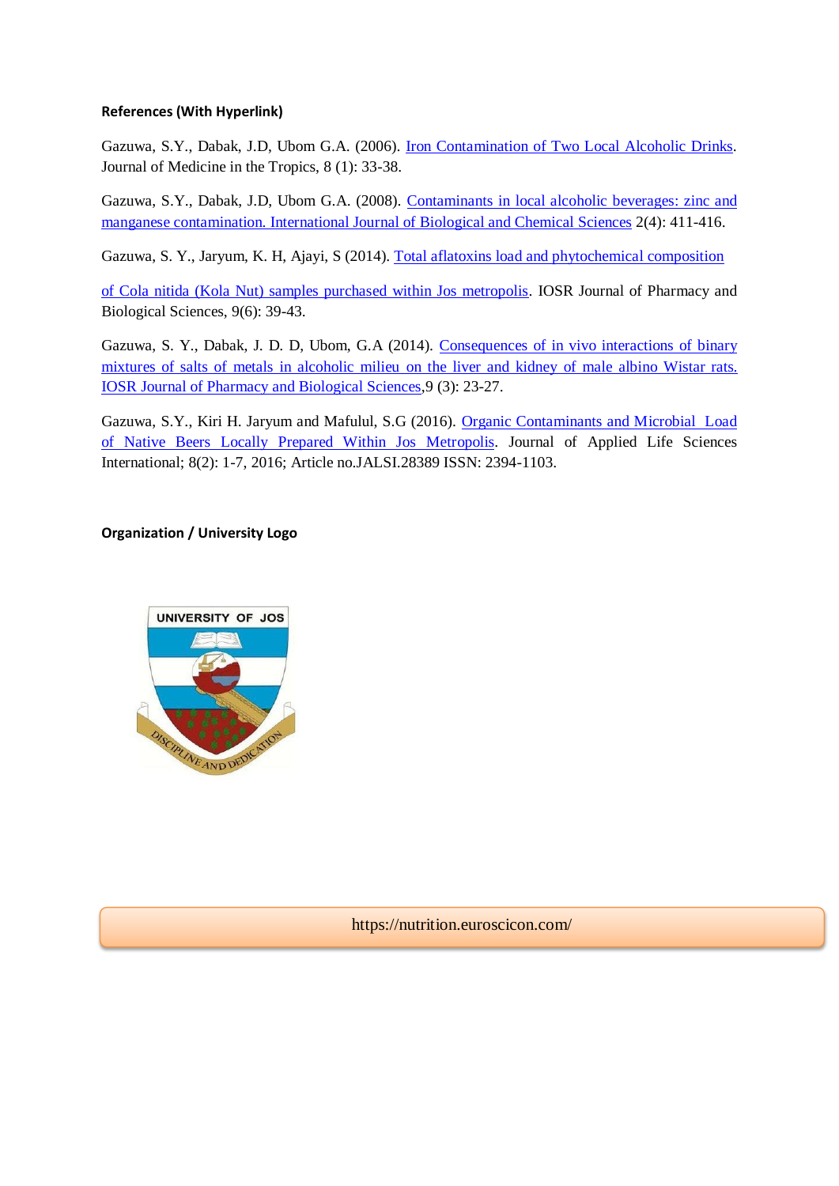**References (With Hyperlink)**

Gazuwa, S.Y., Dabak, J.D, Ubom G.A. (2006). Iron Contamination of Two Local Alcoholic Drinks. Journal of Medicine in the Tropics, 8 (1): 33-38.

Gazuwa, S.Y., Dabak, J.D, Ubom G.A. (2008). Contaminants in local alcoholic beverages: zinc and manganese contamination. International Journal of Biological and Chemical Sciences 2(4): 411-416.

Gazuwa, S. Y., Jaryum, K. H, Ajayi, S (2014). Total aflatoxins load and phytochemical composition of Cola nitida (Kola Nut) samples purchased within Jos metropolis. IOSR Journal of Pharmacy and Biological Sciences, 9(6): 39-43.

Gazuwa, S. Y., Dabak, J. D. D, Ubom, G.A (2014). Consequences of in vivo interactions of binary mixtures of salts of metals in alcoholic milieu on the liver and kidney of male albino Wistar rats. IOSR Journal of Pharmacy and Biological Sciences,9 (3): 23-27.

Gazuwa, S.Y., Kiri H. Jaryum and Mafulul, S.G (2016). Organic Contaminants and Microbial Load of Native Beers Locally Prepared Within Jos Metropolis. Journal of Applied Life Sciences International; 8(2): 1-7, 2016; Article no.JALSI.28389 ISSN: 2394-1103.

**Organization / University Logo**

UNIVERSITY OF JOS

DISCIPLINE AND DEDICATION

https://nutrition.euroscicon.com/